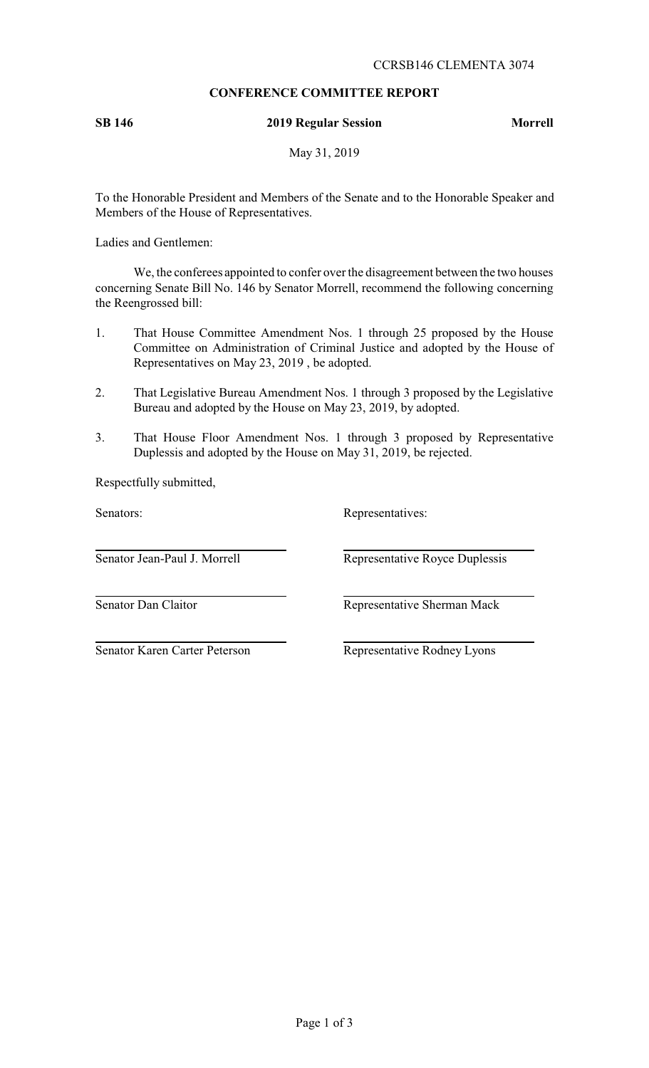CCRSB146 CLEMENTA 3074

**CONFERENCE COMMITTEE REPORT**

**SB 146** **2019 Regular Session** **Morrell**

May 31, 2019

To the Honorable President and Members of the Senate and to the Honorable Speaker and Members of the House of Representatives.

Ladies and Gentlemen:

We, the conferees appointed to confer over the disagreement between the two houses concerning Senate Bill No. 146 by Senator Morrell, recommend the following concerning the Reengrossed bill:

1. That House Committee Amendment Nos. 1 through 25 proposed by the House Committee on Administration of Criminal Justice and adopted by the House of Representatives on May 23, 2019 , be adopted.

2. That Legislative Bureau Amendment Nos. 1 through 3 proposed by the Legislative Bureau and adopted by the House on May 23, 2019, by adopted.

3. That House Floor Amendment Nos. 1 through 3 proposed by Representative Duplessis and adopted by the House on May 31, 2019, be rejected.

Respectfully submitted,

| Senators: | Representatives: |
|---|---|
| Senator Jean-Paul J. Morrell | Representative Royce Duplessis |
| Senator Dan Claitor | Representative Sherman Mack |
| Senator Karen Carter Peterson | Representative Rodney Lyons |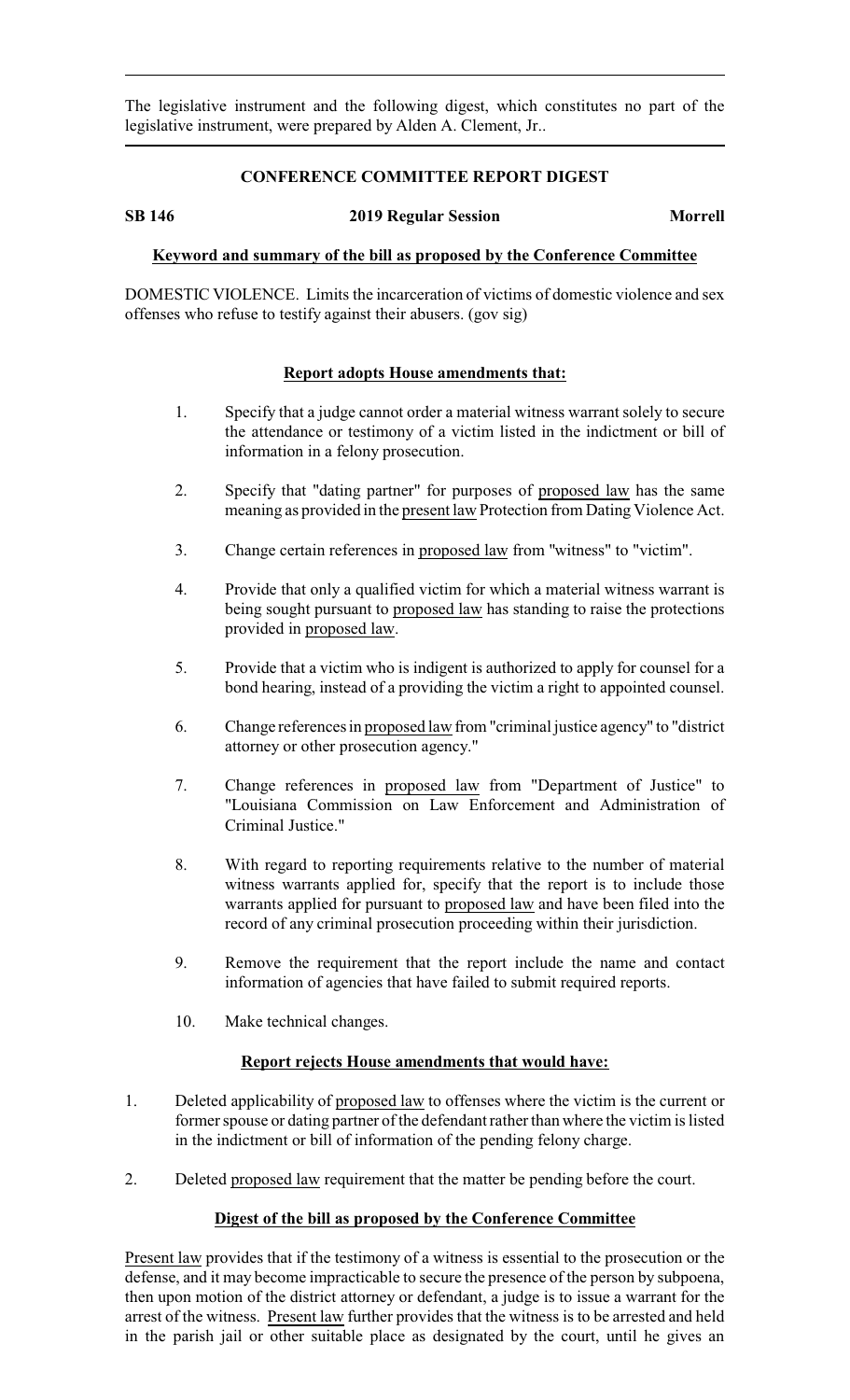The legislative instrument and the following digest, which constitutes no part of the legislative instrument, were prepared by Alden A. Clement, Jr..

## CONFERENCE COMMITTEE REPORT DIGEST

**SB 146** **2019 Regular Session** **Morrell**

**Keyword and summary of the bill as proposed by the Conference Committee**

DOMESTIC VIOLENCE. Limits the incarceration of victims of domestic violence and sex offenses who refuse to testify against their abusers. (gov sig)

**Report adopts House amendments that:**

1. Specify that a judge cannot order a material witness warrant solely to secure the attendance or testimony of a victim listed in the indictment or bill of information in a felony prosecution.
2. Specify that "dating partner" for purposes of proposed law has the same meaning as provided in the present law Protection from Dating Violence Act.
3. Change certain references in proposed law from "witness" to "victim".
4. Provide that only a qualified victim for which a material witness warrant is being sought pursuant to proposed law has standing to raise the protections provided in proposed law.
5. Provide that a victim who is indigent is authorized to apply for counsel for a bond hearing, instead of a providing the victim a right to appointed counsel.
6. Change references in proposed law from "criminal justice agency" to "district attorney or other prosecution agency."
7. Change references in proposed law from "Department of Justice" to "Louisiana Commission on Law Enforcement and Administration of Criminal Justice."
8. With regard to reporting requirements relative to the number of material witness warrants applied for, specify that the report is to include those warrants applied for pursuant to proposed law and have been filed into the record of any criminal prosecution proceeding within their jurisdiction.
9. Remove the requirement that the report include the name and contact information of agencies that have failed to submit required reports.
10. Make technical changes.

**Report rejects House amendments that would have:**

1. Deleted applicability of proposed law to offenses where the victim is the current or former spouse or dating partner of the defendant rather than where the victim is listed in the indictment or bill of information of the pending felony charge.
2. Deleted proposed law requirement that the matter be pending before the court.

**Digest of the bill as proposed by the Conference Committee**

Present law provides that if the testimony of a witness is essential to the prosecution or the defense, and it may become impracticable to secure the presence of the person by subpoena, then upon motion of the district attorney or defendant, a judge is to issue a warrant for the arrest of the witness. Present law further provides that the witness is to be arrested and held in the parish jail or other suitable place as designated by the court, until he gives an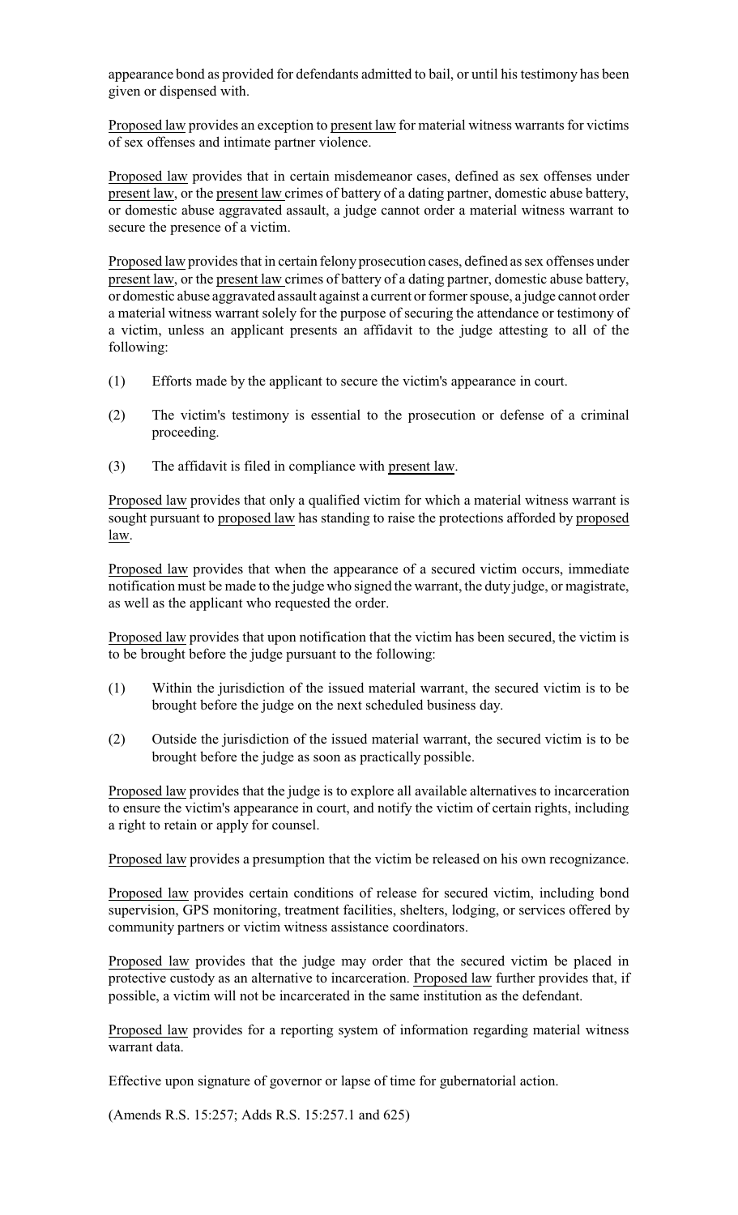appearance bond as provided for defendants admitted to bail, or until his testimony has been given or dispensed with.

Proposed law provides an exception to present law for material witness warrants for victims of sex offenses and intimate partner violence.

Proposed law provides that in certain misdemeanor cases, defined as sex offenses under present law, or the present law crimes of battery of a dating partner, domestic abuse battery, or domestic abuse aggravated assault, a judge cannot order a material witness warrant to secure the presence of a victim.

Proposed law provides that in certain felony prosecution cases, defined as sex offenses under present law, or the present law crimes of battery of a dating partner, domestic abuse battery, or domestic abuse aggravated assault against a current or former spouse, a judge cannot order a material witness warrant solely for the purpose of securing the attendance or testimony of a victim, unless an applicant presents an affidavit to the judge attesting to all of the following:

(1) Efforts made by the applicant to secure the victim's appearance in court.

(2) The victim's testimony is essential to the prosecution or defense of a criminal proceeding.

(3) The affidavit is filed in compliance with present law.

Proposed law provides that only a qualified victim for which a material witness warrant is sought pursuant to proposed law has standing to raise the protections afforded by proposed law.

Proposed law provides that when the appearance of a secured victim occurs, immediate notification must be made to the judge who signed the warrant, the duty judge, or magistrate, as well as the applicant who requested the order.

Proposed law provides that upon notification that the victim has been secured, the victim is to be brought before the judge pursuant to the following:

(1) Within the jurisdiction of the issued material warrant, the secured victim is to be brought before the judge on the next scheduled business day.

(2) Outside the jurisdiction of the issued material warrant, the secured victim is to be brought before the judge as soon as practically possible.

Proposed law provides that the judge is to explore all available alternatives to incarceration to ensure the victim's appearance in court, and notify the victim of certain rights, including a right to retain or apply for counsel.

Proposed law provides a presumption that the victim be released on his own recognizance.

Proposed law provides certain conditions of release for secured victim, including bond supervision, GPS monitoring, treatment facilities, shelters, lodging, or services offered by community partners or victim witness assistance coordinators.

Proposed law provides that the judge may order that the secured victim be placed in protective custody as an alternative to incarceration. Proposed law further provides that, if possible, a victim will not be incarcerated in the same institution as the defendant.

Proposed law provides for a reporting system of information regarding material witness warrant data.

Effective upon signature of governor or lapse of time for gubernatorial action.

(Amends R.S. 15:257; Adds R.S. 15:257.1 and 625)